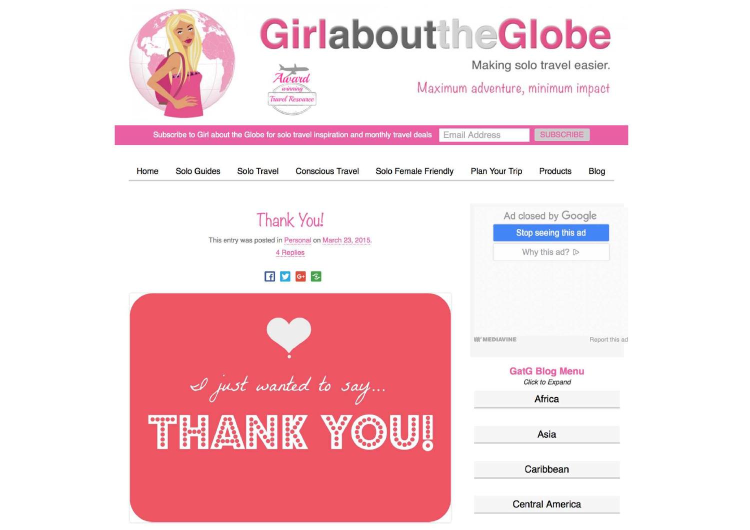# GirlabouttheGlobe

Award winning Travel Resource

Making solo travel easier.

Maximum adventure, minimum impact

Subscribe to Girl about the Globe for solo travel inspiration and monthly travel deals Email Address SUBSCRIBE

Home | Solo Guides | Solo Travel | Conscious Travel | Solo Female Friendly | Plan Your Trip | Products | Blog

## Thank You!

This entry was posted in Personal on March 23, 2015.

4 Replies

I just wanted to say...

THANK YOU!

Ad closed by Google

Stop seeing this ad

Why this ad?

MEDIAVINE Report this ad

**GatG Blog Menu**

*Click to Expand*

- Africa
- Asia
- Caribbean
- Central America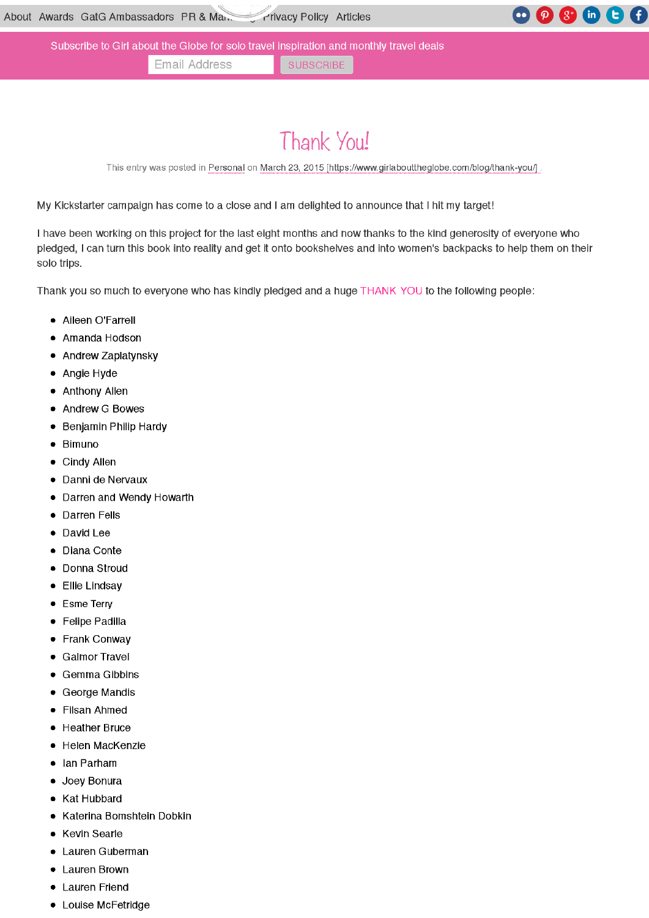About Awards GatG Ambassadors PR & Mar... Privacy Policy Articles

Subscribe to Girl about the Globe for solo travel inspiration and monthly travel deals

# Thank You!

This entry was posted in Personal on March 23, 2015 [https://www.girlabouttheglobe.com/blog/thank-you/].

My Kickstarter campaign has come to a close and I am delighted to announce that I hit my target!

I have been working on this project for the last eight months and now thanks to the kind generosity of everyone who pledged, I can turn this book into reality and get it onto bookshelves and into women's backpacks to help them on their solo trips.

Thank you so much to everyone who has kindly pledged and a huge THANK YOU to the following people:

- Aileen O'Farrell
- Amanda Hodson
- Andrew Zaplatynsky
- Angie Hyde
- Anthony Allen
- Andrew G Bowes
- Benjamin Philip Hardy
- Bimuno
- Cindy Allen
- Danni de Nervaux
- Darren and Wendy Howarth
- Darren Fells
- David Lee
- Diana Conte
- Donna Stroud
- Ellie Lindsay
- Esme Terry
- Felipe Padilla
- Frank Conway
- Galmor Travel
- Gemma Gibbins
- George Mandis
- Filsan Ahmed
- Heather Bruce
- Helen MacKenzie
- Ian Parham
- Joey Bonura
- Kat Hubbard
- Katerina Bomshtein Dobkin
- Kevin Searle
- Lauren Guberman
- Lauren Brown
- Lauren Friend
- Louise McFetridge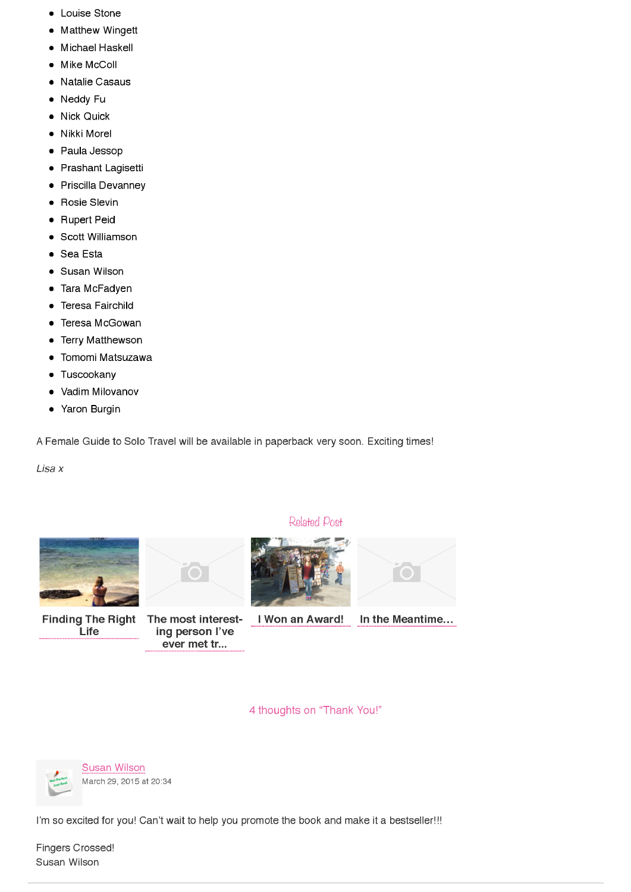- Louise Stone
- Matthew Wingett
- Michael Haskell
- Mike McColl
- Natalie Casaus
- Neddy Fu
- Nick Quick
- Nikki Morel
- Paula Jessop
- Prashant Lagisetti
- Priscilla Devanney
- Rosie Slevin
- Rupert Peid
- Scott Williamson
- Sea Esta
- Susan Wilson
- Tara McFadyen
- Teresa Fairchild
- Teresa McGowan
- Terry Matthewson
- Tomomi Matsuzawa
- Tuscookany
- Vadim Milovanov
- Yaron Burgin

A Female Guide to Solo Travel will be available in paperback very soon. Exciting times!

*Lisa x*

Related Post

Finding The Right Life

The most interesting person I've ever met tr...

I Won an Award!

In the Meantime...

4 thoughts on "Thank You!"

Susan Wilson
March 29, 2015 at 20:34

I'm so excited for you! Can't wait to help you promote the book and make it a bestseller!!!

Fingers Crossed!
Susan Wilson